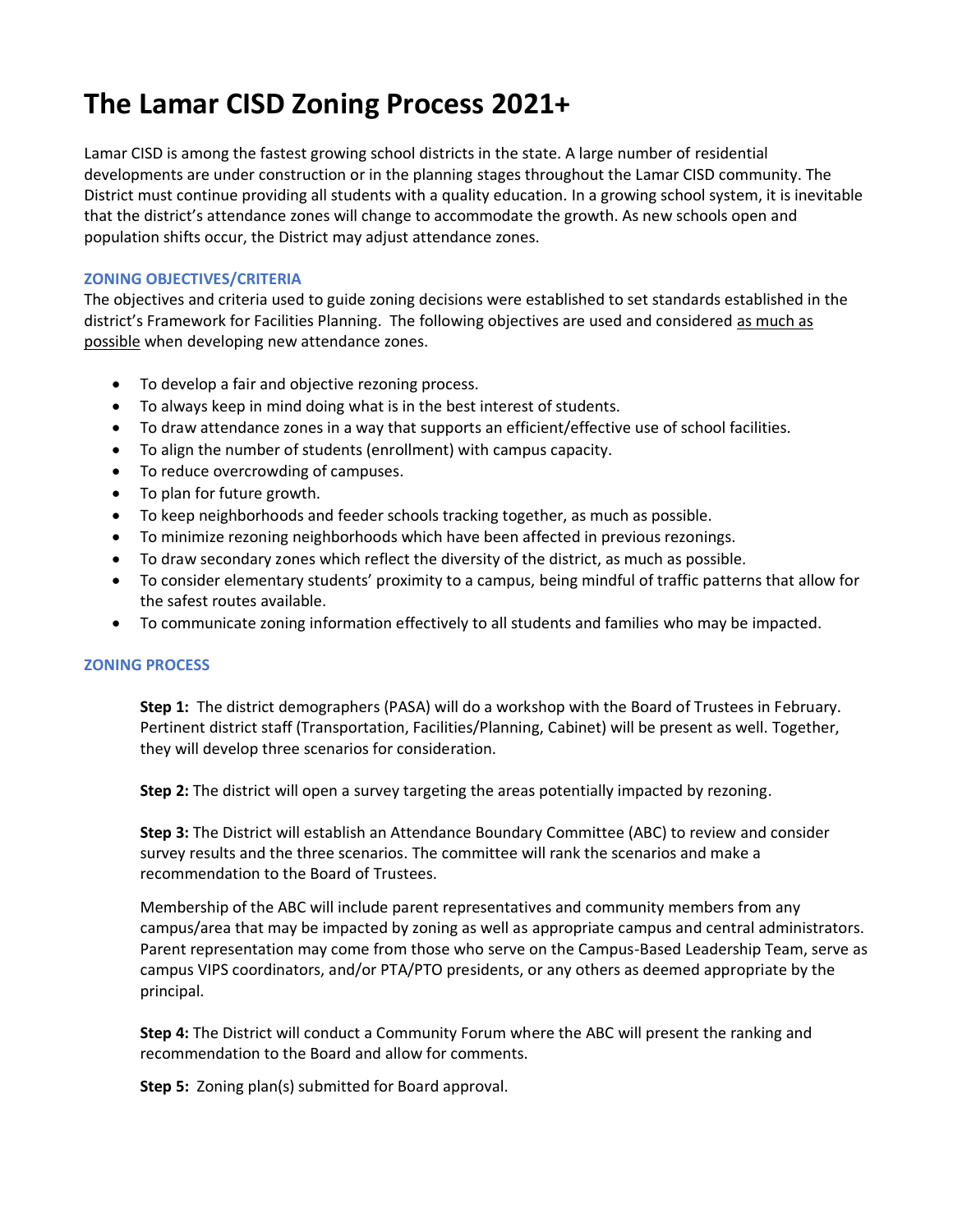# The Lamar CISD Zoning Process 2021+

Lamar CISD is among the fastest growing school districts in the state. A large number of residential developments are under construction or in the planning stages throughout the Lamar CISD community. The District must continue providing all students with a quality education. In a growing school system, it is inevitable that the district's attendance zones will change to accommodate the growth. As new schools open and population shifts occur, the District may adjust attendance zones.

### ZONING OBJECTIVES/CRITERIA

The objectives and criteria used to guide zoning decisions were established to set standards established in the district's Framework for Facilities Planning. The following objectives are used and considered <u>as much as possible</u> when developing new attendance zones.

- To develop a fair and objective rezoning process.
- To always keep in mind doing what is in the best interest of students.
- To draw attendance zones in a way that supports an efficient/effective use of school facilities.
- To align the number of students (enrollment) with campus capacity.
- To reduce overcrowding of campuses.
- To plan for future growth.
- To keep neighborhoods and feeder schools tracking together, as much as possible.
- To minimize rezoning neighborhoods which have been affected in previous rezonings.
- To draw secondary zones which reflect the diversity of the district, as much as possible.
- To consider elementary students' proximity to a campus, being mindful of traffic patterns that allow for the safest routes available.
- To communicate zoning information effectively to all students and families who may be impacted.

### ZONING PROCESS

**Step 1:** The district demographers (PASA) will do a workshop with the Board of Trustees in February. Pertinent district staff (Transportation, Facilities/Planning, Cabinet) will be present as well. Together, they will develop three scenarios for consideration.

**Step 2:** The district will open a survey targeting the areas potentially impacted by rezoning.

**Step 3:** The District will establish an Attendance Boundary Committee (ABC) to review and consider survey results and the three scenarios. The committee will rank the scenarios and make a recommendation to the Board of Trustees.

Membership of the ABC will include parent representatives and community members from any campus/area that may be impacted by zoning as well as appropriate campus and central administrators. Parent representation may come from those who serve on the Campus-Based Leadership Team, serve as campus VIPS coordinators, and/or PTA/PTO presidents, or any others as deemed appropriate by the principal.

**Step 4:** The District will conduct a Community Forum where the ABC will present the ranking and recommendation to the Board and allow for comments.

**Step 5:** Zoning plan(s) submitted for Board approval.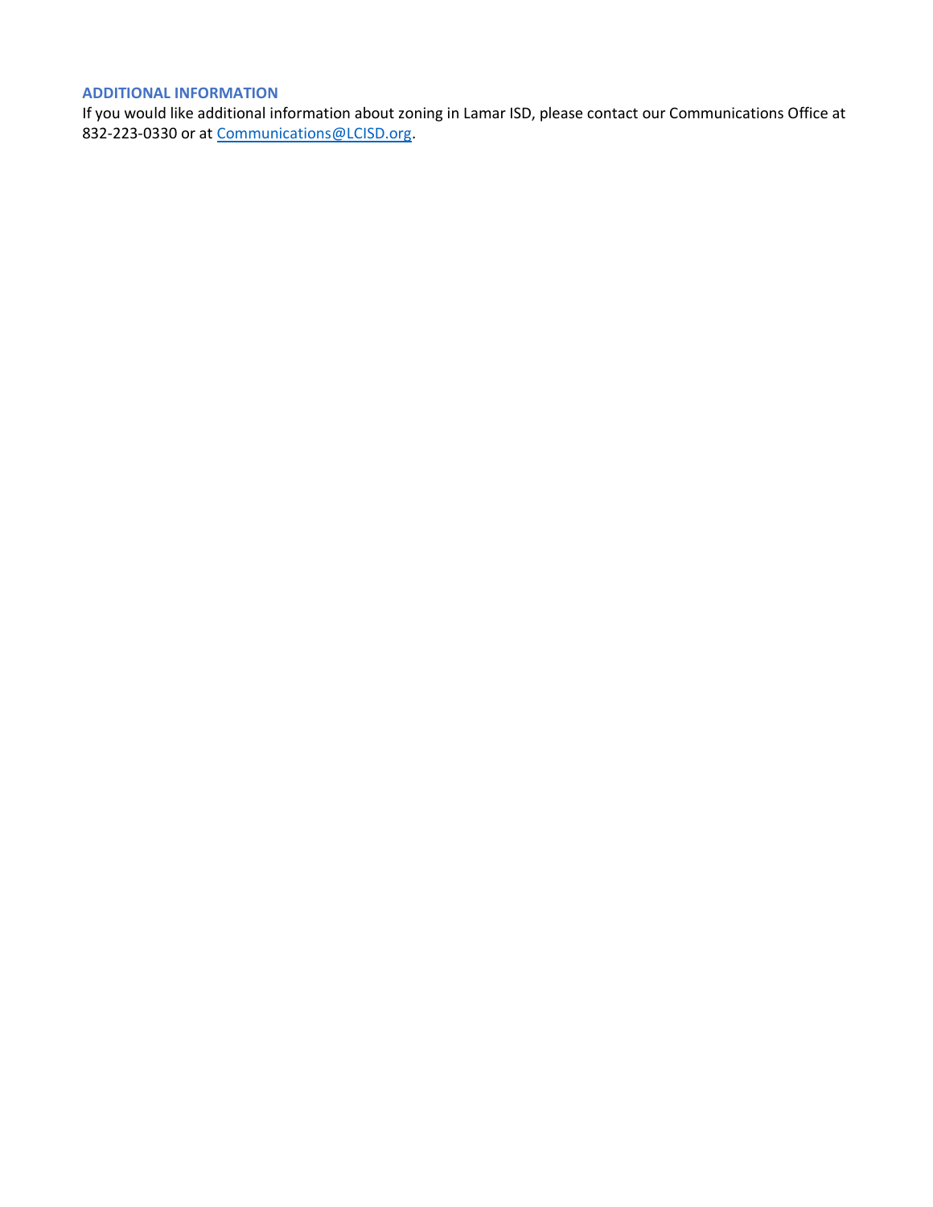### ADDITIONAL INFORMATION

If you would like additional information about zoning in Lamar ISD, please contact our Communications Office at 832-223-0330 or at Communications@LCISD.org.